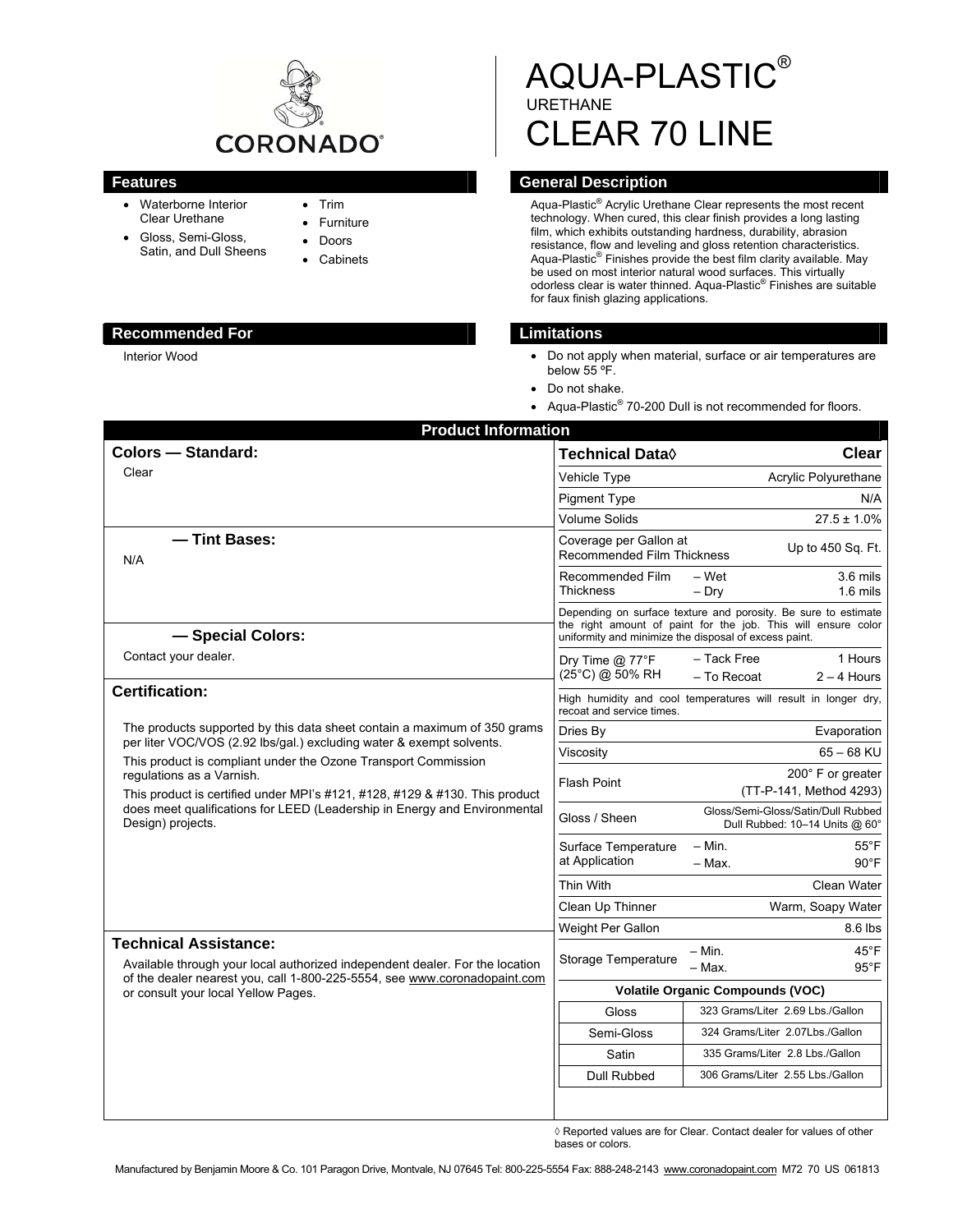# AQUA-PLASTIC®

URETHANE

# CLEAR 70 LINE

CORONADO®

## Features

- Waterborne Interior Clear Urethane
- Gloss, Semi-Gloss, Satin, and Dull Sheens
- Trim
- Furniture
- Doors
- Cabinets

## General Description

Aqua-Plastic® Acrylic Urethane Clear represents the most recent technology. When cured, this clear finish provides a long lasting film, which exhibits outstanding hardness, durability, abrasion resistance, flow and leveling and gloss retention characteristics. Aqua-Plastic® Finishes provide the best film clarity available. May be used on most interior natural wood surfaces. This virtually odorless clear is water thinned. Aqua-Plastic® Finishes are suitable for faux finish glazing applications.

## Recommended For

Interior Wood

## Limitations

- Do not apply when material, surface or air temperatures are below 55 ºF.
- Do not shake.
- Aqua-Plastic® 70-200 Dull is not recommended for floors.

## Product Information

### Colors — Standard:

Clear

### — Tint Bases:

N/A

### — Special Colors:

Contact your dealer.

### Certification:

The products supported by this data sheet contain a maximum of 350 grams per liter VOC/VOS (2.92 lbs/gal.) excluding water & exempt solvents.

This product is compliant under the Ozone Transport Commission regulations as a Varnish.

This product is certified under MPI's #121, #128, #129 & #130. This product does meet qualifications for LEED (Leadership in Energy and Environmental Design) projects.

### Technical Assistance:

Available through your local authorized independent dealer. For the location of the dealer nearest you, call 1-800-225-5554, see www.coronadopaint.com or consult your local Yellow Pages.

| Technical Data◊ | | Clear |
|---|---|---|
| Vehicle Type | | Acrylic Polyurethane |
| Pigment Type | | N/A |
| Volume Solids | | 27.5 ± 1.0% |
| Coverage per Gallon at Recommended Film Thickness | | Up to 450 Sq. Ft. |
| Recommended Film Thickness | – Wet<br>– Dry | 3.6 mils<br>1.6 mils |
| Depending on surface texture and porosity. Be sure to estimate the right amount of paint for the job. This will ensure color uniformity and minimize the disposal of excess paint. | | |
| Dry Time @ 77°F (25°C) @ 50% RH | – Tack Free<br>– To Recoat | 1 Hours<br>2 – 4 Hours |
| High humidity and cool temperatures will result in longer dry, recoat and service times. | | |
| Dries By | | Evaporation |
| Viscosity | | 65 – 68 KU |
| Flash Point | | 200° F or greater (TT-P-141, Method 4293) |
| Gloss / Sheen | | Gloss/Semi-Gloss/Satin/Dull Rubbed<br>Dull Rubbed: 10–14 Units @ 60° |
| Surface Temperature at Application | – Min.<br>– Max. | 55°F<br>90°F |
| Thin With | | Clean Water |
| Clean Up Thinner | | Warm, Soapy Water |
| Weight Per Gallon | | 8.6 lbs |
| Storage Temperature | – Min.<br>– Max. | 45°F<br>95°F |

**Volatile Organic Compounds (VOC)**

| Sheen | VOC |
|---|---|
| Gloss | 323 Grams/Liter 2.69 Lbs./Gallon |
| Semi-Gloss | 324 Grams/Liter 2.07Lbs./Gallon |
| Satin | 335 Grams/Liter 2.8 Lbs./Gallon |
| Dull Rubbed | 306 Grams/Liter 2.55 Lbs./Gallon |

◊ Reported values are for Clear. Contact dealer for values of other bases or colors.

Manufactured by Benjamin Moore & Co. 101 Paragon Drive, Montvale, NJ 07645 Tel: 800-225-5554 Fax: 888-248-2143 www.coronadopaint.com M72 70 US 061813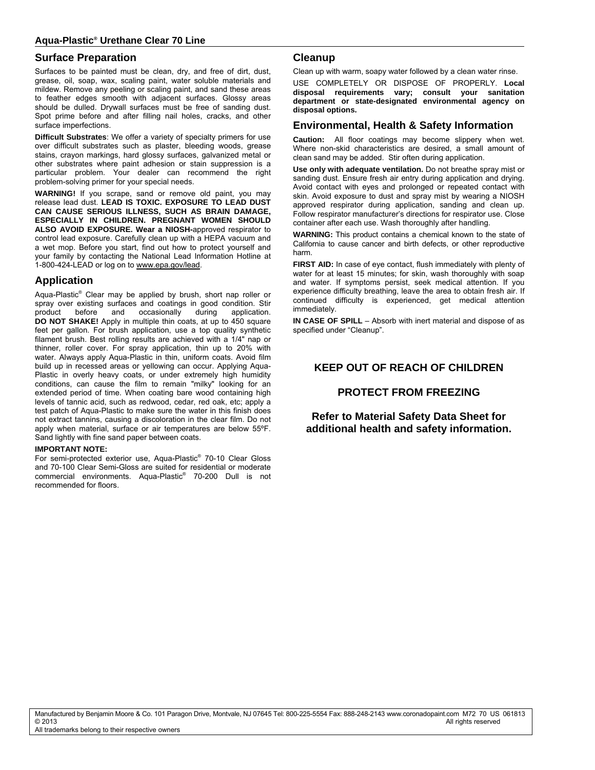## Surface Preparation

Surfaces to be painted must be clean, dry, and free of dirt, dust, grease, oil, soap, wax, scaling paint, water soluble materials and mildew. Remove any peeling or scaling paint, and sand these areas to feather edges smooth with adjacent surfaces. Glossy areas should be dulled. Drywall surfaces must be free of sanding dust. Spot prime before and after filling nail holes, cracks, and other surface imperfections.

**Difficult Substrates**: We offer a variety of specialty primers for use over difficult substrates such as plaster, bleeding woods, grease stains, crayon markings, hard glossy surfaces, galvanized metal or other substrates where paint adhesion or stain suppression is a particular problem. Your dealer can recommend the right problem-solving primer for your special needs.

**WARNING!** If you scrape, sand or remove old paint, you may release lead dust. **LEAD IS TOXIC. EXPOSURE TO LEAD DUST CAN CAUSE SERIOUS ILLNESS, SUCH AS BRAIN DAMAGE, ESPECIALLY IN CHILDREN. PREGNANT WOMEN SHOULD ALSO AVOID EXPOSURE. Wear a NIOSH-**approved respirator to control lead exposure. Carefully clean up with a HEPA vacuum and a wet mop. Before you start, find out how to protect yourself and your family by contacting the National Lead Information Hotline at 1-800-424-LEAD or log on to www.epa.gov/lead.

## Application

Aqua-Plastic® Clear may be applied by brush, short nap roller or spray over existing surfaces and coatings in good condition. Stir product before and occasionally during application. **DO NOT SHAKE!** Apply in multiple thin coats, at up to 450 square feet per gallon. For brush application, use a top quality synthetic filament brush. Best rolling results are achieved with a 1/4" nap or thinner, roller cover. For spray application, thin up to 20% with water. Always apply Aqua-Plastic in thin, uniform coats. Avoid film build up in recessed areas or yellowing can occur. Applying Aqua-Plastic in overly heavy coats, or under extremely high humidity conditions, can cause the film to remain "milky" looking for an extended period of time. When coating bare wood containing high levels of tannic acid, such as redwood, cedar, red oak, etc; apply a test patch of Aqua-Plastic to make sure the water in this finish does not extract tannins, causing a discoloration in the clear film. Do not apply when material, surface or air temperatures are below 55ºF. Sand lightly with fine sand paper between coats.

**IMPORTANT NOTE:**
For semi-protected exterior use, Aqua-Plastic® 70-10 Clear Gloss and 70-100 Clear Semi-Gloss are suited for residential or moderate commercial environments. Aqua-Plastic® 70-200 Dull is not recommended for floors.

## Cleanup

Clean up with warm, soapy water followed by a clean water rinse.

USE COMPLETELY OR DISPOSE OF PROPERLY. **Local disposal requirements vary; consult your sanitation department or state-designated environmental agency on disposal options.**

## Environmental, Health & Safety Information

**Caution:** All floor coatings may become slippery when wet. Where non-skid characteristics are desired, a small amount of clean sand may be added. Stir often during application.

**Use only with adequate ventilation.** Do not breathe spray mist or sanding dust. Ensure fresh air entry during application and drying. Avoid contact with eyes and prolonged or repeated contact with skin. Avoid exposure to dust and spray mist by wearing a NIOSH approved respirator during application, sanding and clean up. Follow respirator manufacturer's directions for respirator use. Close container after each use. Wash thoroughly after handling.

**WARNING:** This product contains a chemical known to the state of California to cause cancer and birth defects, or other reproductive harm.

**FIRST AID:** In case of eye contact, flush immediately with plenty of water for at least 15 minutes; for skin, wash thoroughly with soap and water. If symptoms persist, seek medical attention. If you experience difficulty breathing, leave the area to obtain fresh air. If continued difficulty is experienced, get medical attention immediately.

**IN CASE OF SPILL** – Absorb with inert material and dispose of as specified under "Cleanup".

**KEEP OUT OF REACH OF CHILDREN**

**PROTECT FROM FREEZING**

**Refer to Material Safety Data Sheet for additional health and safety information.**

Manufactured by Benjamin Moore & Co. 101 Paragon Drive, Montvale, NJ 07645 Tel: 800-225-5554 Fax: 888-248-2143 www.coronadopaint.com M72 70 US 061813
© 2013 All rights reserved
All trademarks belong to their respective owners